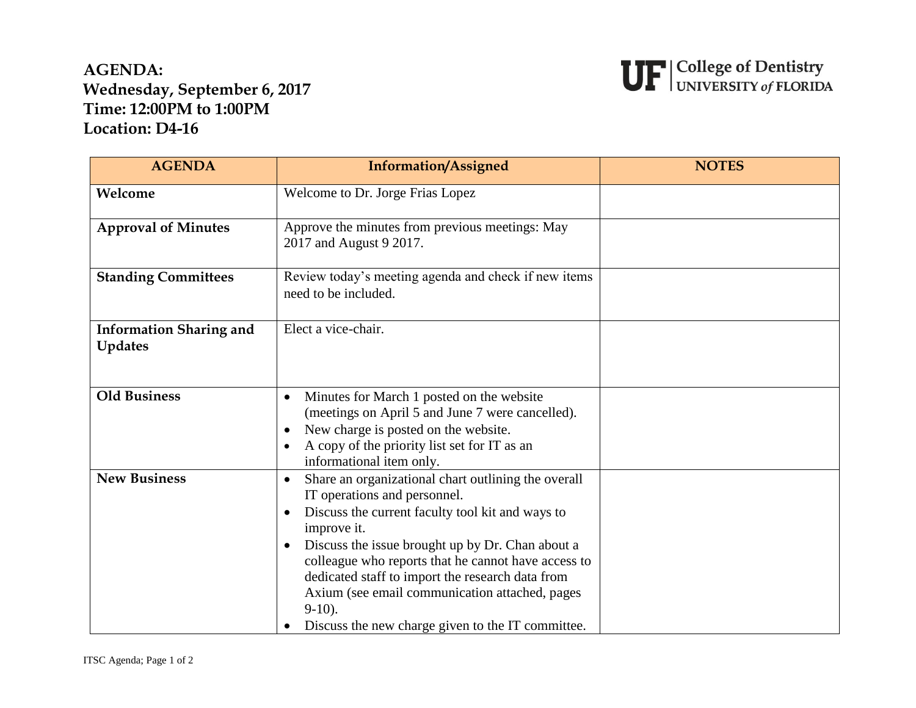**AGENDA:**
**Wednesday, September 6, 2017**
**Time: 12:00PM to 1:00PM**
**Location: D4-16**

UF | College of Dentistry
UNIVERSITY *of* FLORIDA

| AGENDA | Information/Assigned | NOTES |
|---|---|---|
| **Welcome** | Welcome to Dr. Jorge Frias Lopez | |
| **Approval of Minutes** | Approve the minutes from previous meetings: May 2017 and August 9 2017. | |
| **Standing Committees** | Review today's meeting agenda and check if new items need to be included. | |
| **Information Sharing and Updates** | Elect a vice-chair. | |
| **Old Business** | • Minutes for March 1 posted on the website (meetings on April 5 and June 7 were cancelled).<br>• New charge is posted on the website.<br>• A copy of the priority list set for IT as an informational item only. | |
| **New Business** | • Share an organizational chart outlining the overall IT operations and personnel.<br>• Discuss the current faculty tool kit and ways to improve it.<br>• Discuss the issue brought up by Dr. Chan about a colleague who reports that he cannot have access to dedicated staff to import the research data from Axium (see email communication attached, pages 9-10).<br>• Discuss the new charge given to the IT committee. | |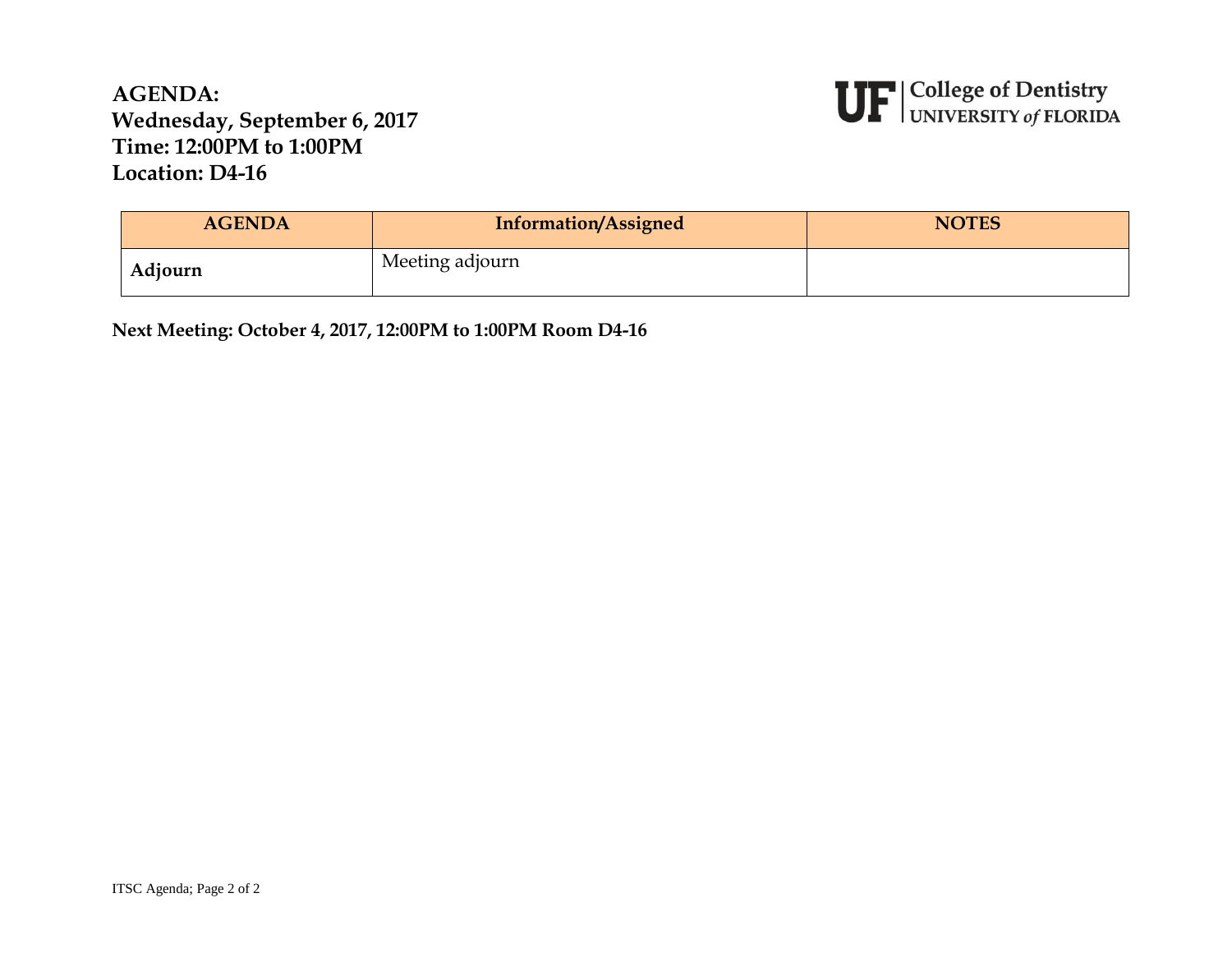**AGENDA:**
**Wednesday, September 6, 2017**
**Time: 12:00PM to 1:00PM**
**Location: D4-16**

**UF | College of Dentistry**
**UNIVERSITY *of* FLORIDA**

| AGENDA | Information/Assigned | NOTES |
| --- | --- | --- |
| **Adjourn** | Meeting adjourn | |

**Next Meeting: October 4, 2017, 12:00PM to 1:00PM Room D4-16**